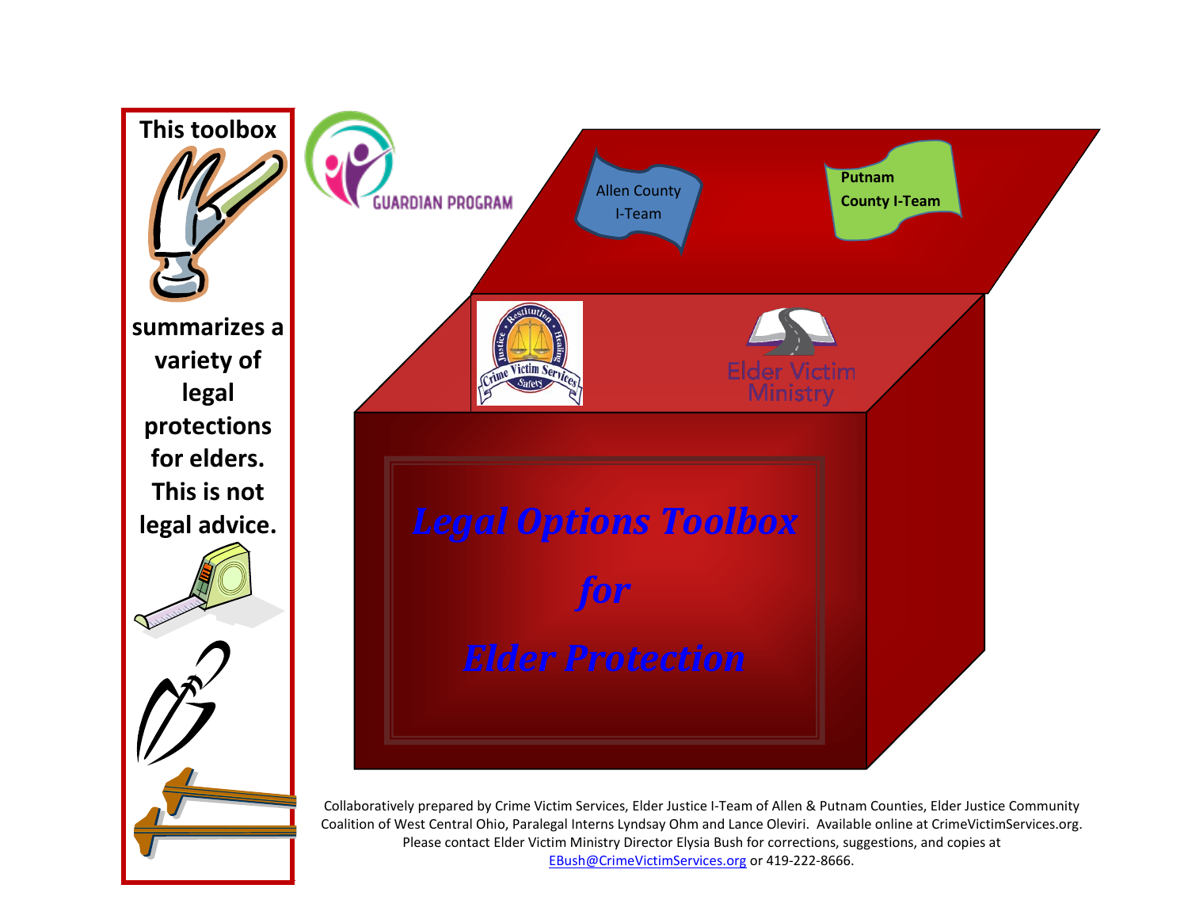# Legal Options Toolbox for Elder Protection

This toolbox summarizes a variety of legal protections for elders. This is not legal advice.

Guardian Program

Allen County I-Team

Putnam County I-Team

Crime Victim Services — Justice, Restitution, Healing, Safety

Elder Victim Ministry

Collaboratively prepared by Crime Victim Services, Elder Justice I-Team of Allen & Putnam Counties, Elder Justice Community Coalition of West Central Ohio, Paralegal Interns Lyndsay Ohm and Lance Oleviri. Available online at CrimeVictimServices.org. Please contact Elder Victim Ministry Director Elysia Bush for corrections, suggestions, and copies at EBush@CrimeVictimServices.org or 419-222-8666.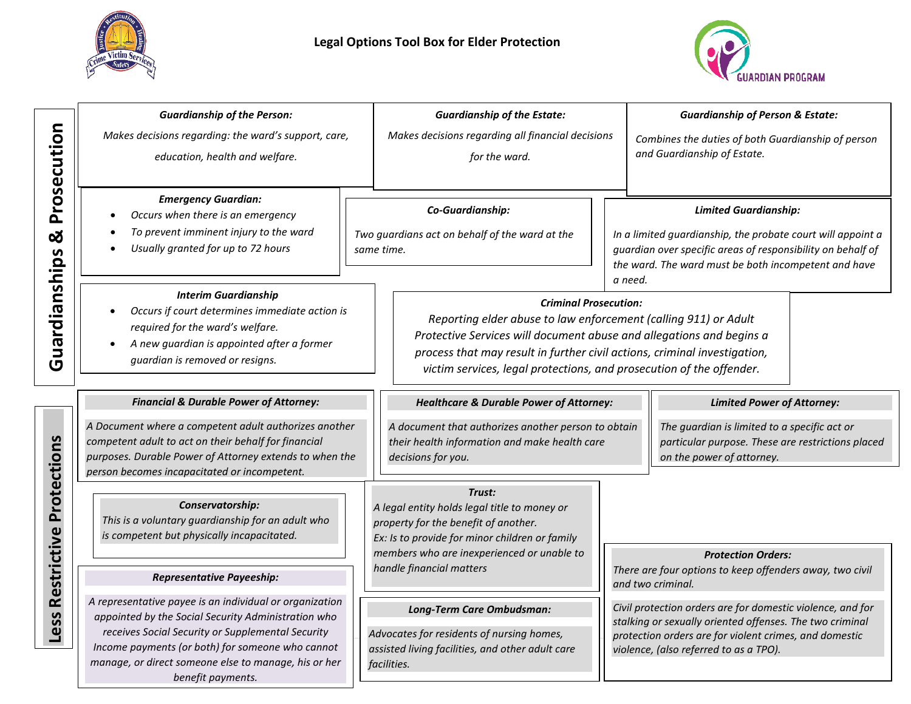# Legal Options Tool Box for Elder Protection

## Guardianships & Prosecution

***Guardianship of the Person:***

*Makes decisions regarding: the ward's support, care, education, health and welfare.*

***Guardianship of the Estate:***

*Makes decisions regarding all financial decisions for the ward.*

***Guardianship of Person & Estate:***

*Combines the duties of both Guardianship of person and Guardianship of Estate.*

***Emergency Guardian:***

- *Occurs when there is an emergency*
- *To prevent imminent injury to the ward*
- *Usually granted for up to 72 hours*

***Co-Guardianship:***

*Two guardians act on behalf of the ward at the same time.*

***Limited Guardianship:***

*In a limited guardianship, the probate court will appoint a guardian over specific areas of responsibility on behalf of the ward. The ward must be both incompetent and have a need.*

***Interim Guardianship***

- *Occurs if court determines immediate action is required for the ward's welfare.*
- *A new guardian is appointed after a former guardian is removed or resigns.*

***Criminal Prosecution:***

*Reporting elder abuse to law enforcement (calling 911) or Adult Protective Services will document abuse and allegations and begins a process that may result in further civil actions, criminal investigation, victim services, legal protections, and prosecution of the offender.*

## Less Restrictive Protections

***Financial & Durable Power of Attorney:***

*A Document where a competent adult authorizes another competent adult to act on their behalf for financial purposes. Durable Power of Attorney extends to when the person becomes incapacitated or incompetent.*

***Healthcare & Durable Power of Attorney:***

*A document that authorizes another person to obtain their health information and make health care decisions for you.*

***Limited Power of Attorney:***

*The guardian is limited to a specific act or particular purpose. These are restrictions placed on the power of attorney.*

***Conservatorship:***

*This is a voluntary guardianship for an adult who is competent but physically incapacitated.*

***Trust:***

*A legal entity holds legal title to money or property for the benefit of another.*
*Ex: Is to provide for minor children or family members who are inexperienced or unable to handle financial matters*

***Representative Payeeship:***

*A representative payee is an individual or organization appointed by the Social Security Administration who receives Social Security or Supplemental Security Income payments (or both) for someone who cannot manage, or direct someone else to manage, his or her benefit payments.*

***Long-Term Care Ombudsman:***

*Advocates for residents of nursing homes, assisted living facilities, and other adult care facilities.*

***Protection Orders:***

*There are four options to keep offenders away, two civil and two criminal.*

*Civil protection orders are for domestic violence, and for stalking or sexually oriented offenses. The two criminal protection orders are for violent crimes, and domestic violence, (also referred to as a TPO).*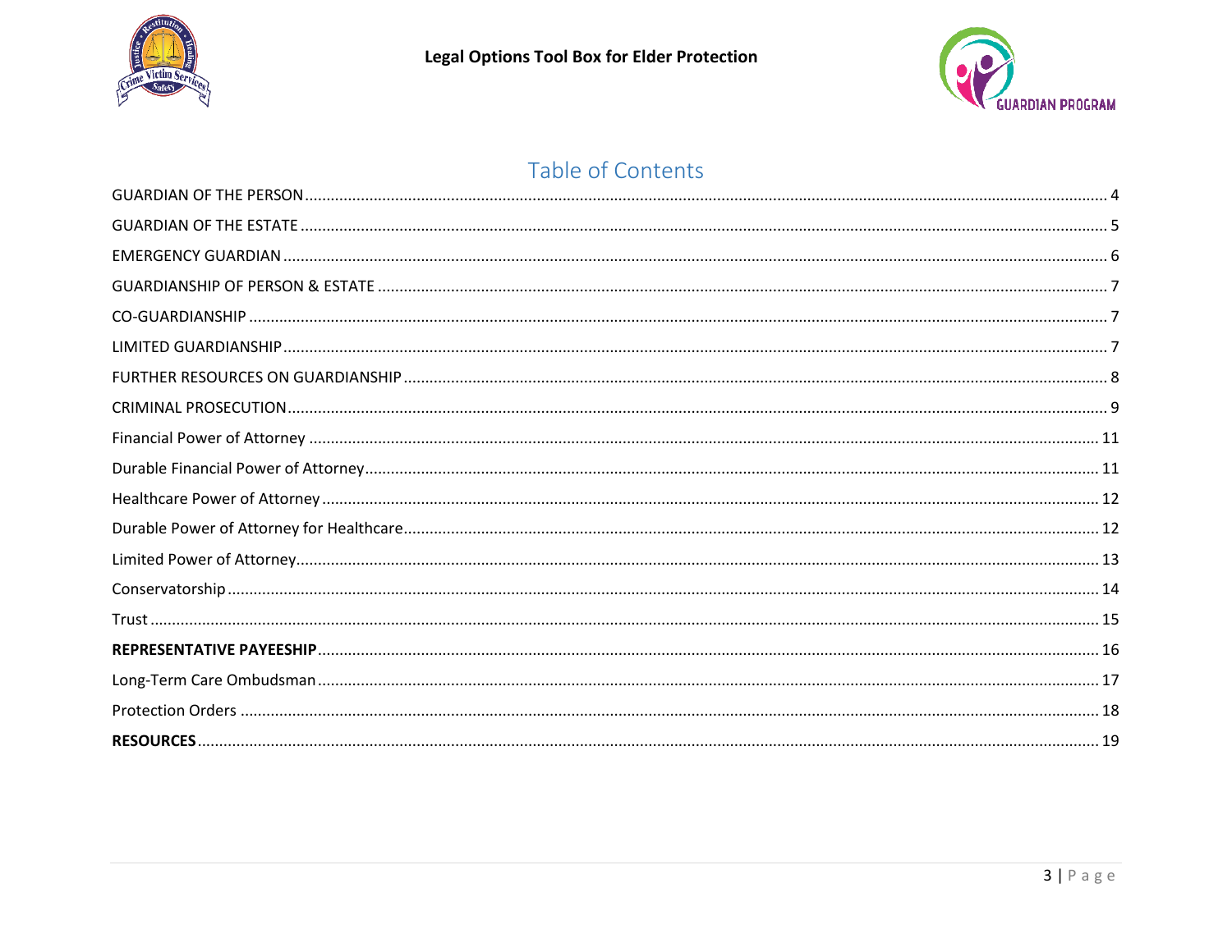## Table of Contents

GUARDIAN OF THE PERSON ..... 4

GUARDIAN OF THE ESTATE ..... 5

EMERGENCY GUARDIAN ..... 6

GUARDIANSHIP OF PERSON & ESTATE ..... 7

CO-GUARDIANSHIP ..... 7

LIMITED GUARDIANSHIP ..... 7

FURTHER RESOURCES ON GUARDIANSHIP ..... 8

CRIMINAL PROSECUTION ..... 9

Financial Power of Attorney ..... 11

Durable Financial Power of Attorney ..... 11

Healthcare Power of Attorney ..... 12

Durable Power of Attorney for Healthcare ..... 12

Limited Power of Attorney ..... 13

Conservatorship ..... 14

Trust ..... 15

**REPRESENTATIVE PAYEESHIP** ..... 16

Long-Term Care Ombudsman ..... 17

Protection Orders ..... 18

**RESOURCES** ..... 19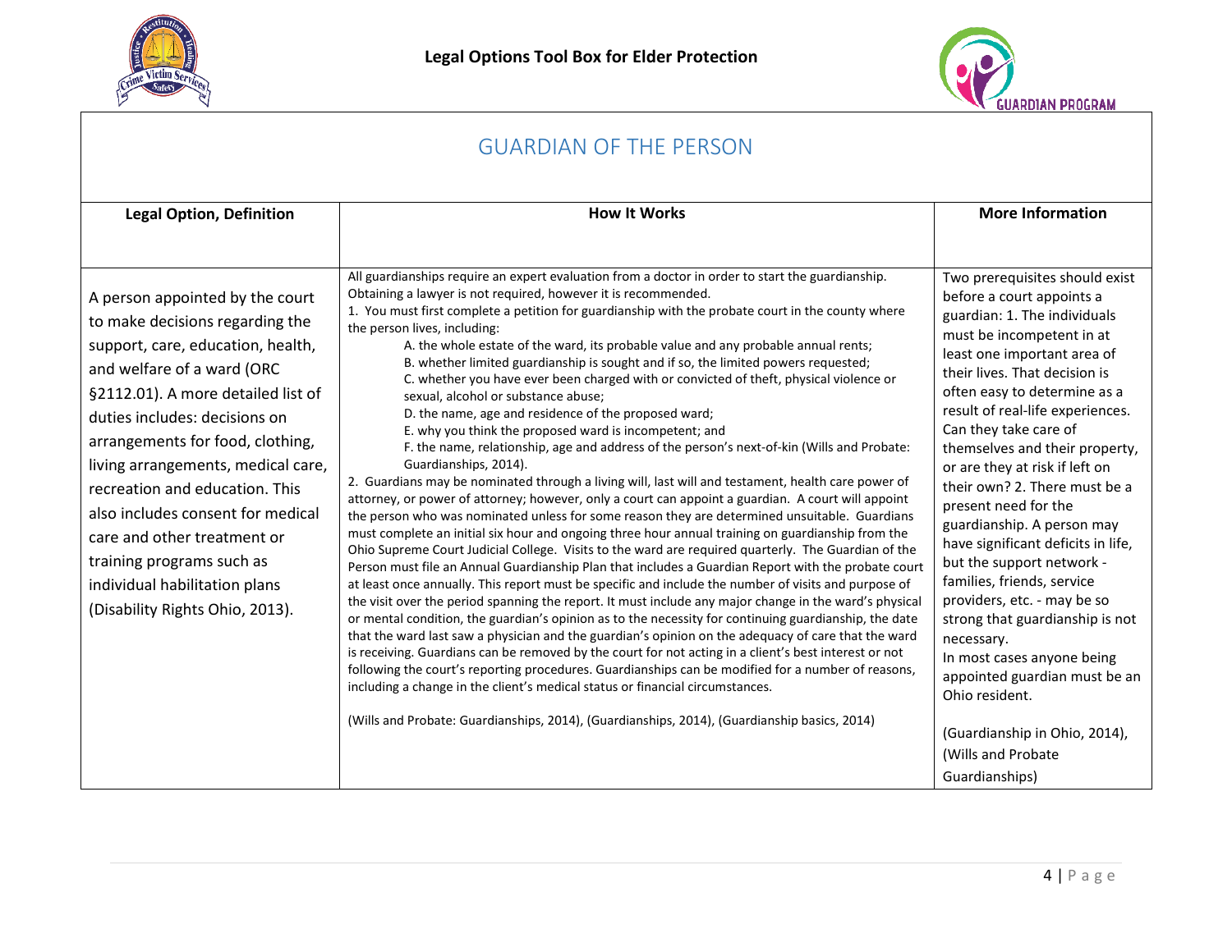# GUARDIAN OF THE PERSON

| Legal Option, Definition | How It Works | More Information |
|---|---|---|
| A person appointed by the court to make decisions regarding the support, care, education, health, and welfare of a ward (ORC §2112.01). A more detailed list of duties includes: decisions on arrangements for food, clothing, living arrangements, medical care, recreation and education. This also includes consent for medical care and other treatment or training programs such as individual habilitation plans (Disability Rights Ohio, 2013). | All guardianships require an expert evaluation from a doctor in order to start the guardianship. Obtaining a lawyer is not required, however it is recommended.<br>1. You must first complete a petition for guardianship with the probate court in the county where the person lives, including:<br>A. the whole estate of the ward, its probable value and any probable annual rents;<br>B. whether limited guardianship is sought and if so, the limited powers requested;<br>C. whether you have ever been charged with or convicted of theft, physical violence or sexual, alcohol or substance abuse;<br>D. the name, age and residence of the proposed ward;<br>E. why you think the proposed ward is incompetent; and<br>F. the name, relationship, age and address of the person's next-of-kin (Wills and Probate: Guardianships, 2014).<br>2. Guardians may be nominated through a living will, last will and testament, health care power of attorney, or power of attorney; however, only a court can appoint a guardian. A court will appoint the person who was nominated unless for some reason they are determined unsuitable. Guardians must complete an initial six hour and ongoing three hour annual training on guardianship from the Ohio Supreme Court Judicial College. Visits to the ward are required quarterly. The Guardian of the Person must file an Annual Guardianship Plan that includes a Guardian Report with the probate court at least once annually. This report must be specific and include the number of visits and purpose of the visit over the period spanning the report. It must include any major change in the ward's physical or mental condition, the guardian's opinion as to the necessity for continuing guardianship, the date that the ward last saw a physician and the guardian's opinion on the adequacy of care that the ward is receiving. Guardians can be removed by the court for not acting in a client's best interest or not following the court's reporting procedures. Guardianships can be modified for a number of reasons, including a change in the client's medical status or financial circumstances.<br><br>(Wills and Probate: Guardianships, 2014), (Guardianships, 2014), (Guardianship basics, 2014) | Two prerequisites should exist before a court appoints a guardian: 1. The individuals must be incompetent in at least one important area of their lives. That decision is often easy to determine as a result of real-life experiences. Can they take care of themselves and their property, or are they at risk if left on their own? 2. There must be a present need for the guardianship. A person may have significant deficits in life, but the support network - families, friends, service providers, etc. - may be so strong that guardianship is not necessary.<br>In most cases anyone being appointed guardian must be an Ohio resident.<br><br>(Guardianship in Ohio, 2014), (Wills and Probate Guardianships) |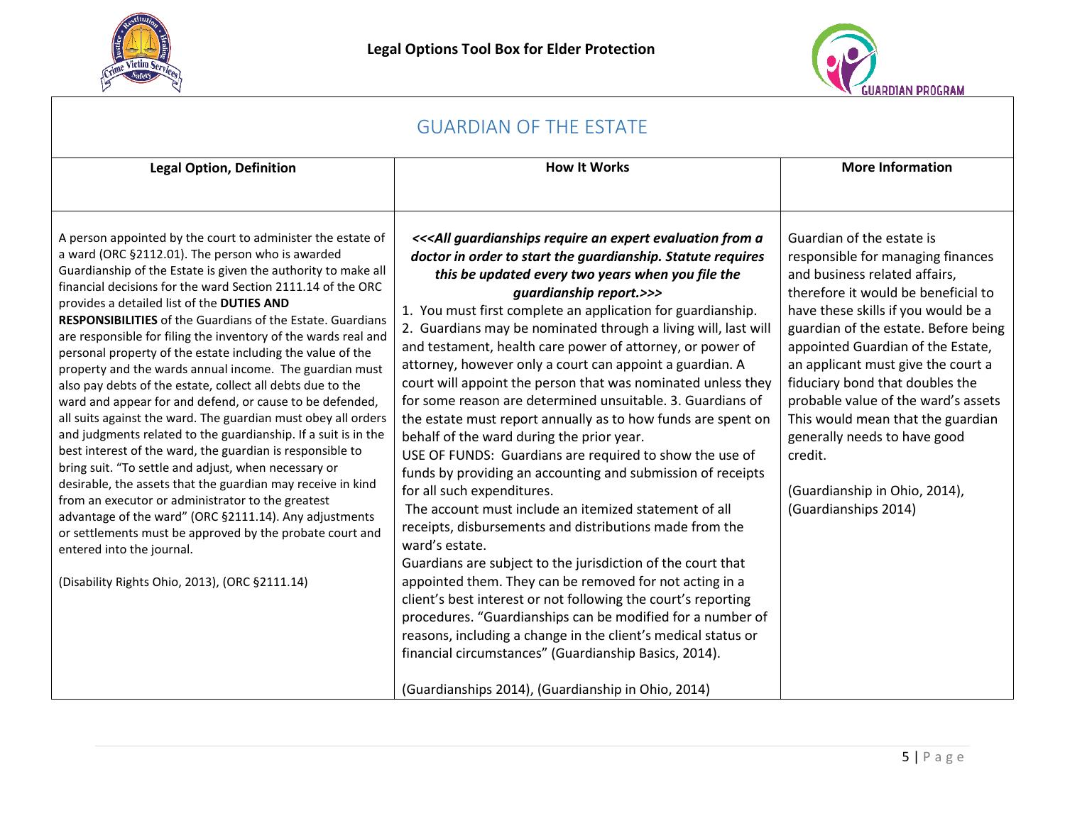# GUARDIAN OF THE ESTATE

| Legal Option, Definition | How It Works | More Information |
|---|---|---|
| A person appointed by the court to administer the estate of a ward (ORC §2112.01). The person who is awarded Guardianship of the Estate is given the authority to make all financial decisions for the ward Section 2111.14 of the ORC provides a detailed list of the **DUTIES AND RESPONSIBILITIES** of the Guardians of the Estate. Guardians are responsible for filing the inventory of the wards real and personal property of the estate including the value of the property and the wards annual income. The guardian must also pay debts of the estate, collect all debts due to the ward and appear for and defend, or cause to be defended, all suits against the ward. The guardian must obey all orders and judgments related to the guardianship. If a suit is in the best interest of the ward, the guardian is responsible to bring suit. "To settle and adjust, when necessary or desirable, the assets that the guardian may receive in kind from an executor or administrator to the greatest advantage of the ward" (ORC §2111.14). Any adjustments or settlements must be approved by the probate court and entered into the journal.<br><br>(Disability Rights Ohio, 2013), (ORC §2111.14) | ***<<<All guardianships require an expert evaluation from a doctor in order to start the guardianship. Statute requires this be updated every two years when you file the guardianship report.>>>***<br>1. You must first complete an application for guardianship.<br>2. Guardians may be nominated through a living will, last will and testament, health care power of attorney, or power of attorney, however only a court can appoint a guardian. A court will appoint the person that was nominated unless they for some reason are determined unsuitable. 3. Guardians of the estate must report annually as to how funds are spent on behalf of the ward during the prior year.<br>USE OF FUNDS: Guardians are required to show the use of funds by providing an accounting and submission of receipts for all such expenditures.<br>The account must include an itemized statement of all receipts, disbursements and distributions made from the ward's estate.<br>Guardians are subject to the jurisdiction of the court that appointed them. They can be removed for not acting in a client's best interest or not following the court's reporting procedures. "Guardianships can be modified for a number of reasons, including a change in the client's medical status or financial circumstances" (Guardianship Basics, 2014).<br><br>(Guardianships 2014), (Guardianship in Ohio, 2014) | Guardian of the estate is responsible for managing finances and business related affairs, therefore it would be beneficial to have these skills if you would be a guardian of the estate. Before being appointed Guardian of the Estate, an applicant must give the court a fiduciary bond that doubles the probable value of the ward's assets This would mean that the guardian generally needs to have good credit.<br><br>(Guardianship in Ohio, 2014), (Guardianships 2014) |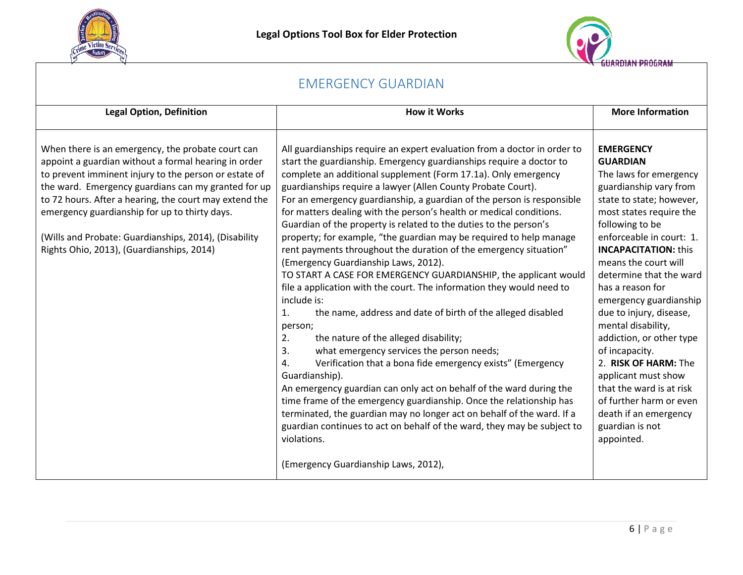# EMERGENCY GUARDIAN

| Legal Option, Definition | How it Works | More Information |
|---|---|---|
| When there is an emergency, the probate court can appoint a guardian without a formal hearing in order to prevent imminent injury to the person or estate of the ward. Emergency guardians can my granted for up to 72 hours. After a hearing, the court may extend the emergency guardianship for up to thirty days.<br><br>(Wills and Probate: Guardianships, 2014), (Disability Rights Ohio, 2013), (Guardianships, 2014) | All guardianships require an expert evaluation from a doctor in order to start the guardianship. Emergency guardianships require a doctor to complete an additional supplement (Form 17.1a). Only emergency guardianships require a lawyer (Allen County Probate Court).<br>For an emergency guardianship, a guardian of the person is responsible for matters dealing with the person's health or medical conditions. Guardian of the property is related to the duties to the person's property; for example, "the guardian may be required to help manage rent payments throughout the duration of the emergency situation" (Emergency Guardianship Laws, 2012).<br>TO START A CASE FOR EMERGENCY GUARDIANSHIP, the applicant would file a application with the court. The information they would need to include is:<br>1. the name, address and date of birth of the alleged disabled person;<br>2. the nature of the alleged disability;<br>3. what emergency services the person needs;<br>4. Verification that a bona fide emergency exists" (Emergency Guardianship).<br>An emergency guardian can only act on behalf of the ward during the time frame of the emergency guardianship. Once the relationship has terminated, the guardian may no longer act on behalf of the ward. If a guardian continues to act on behalf of the ward, they may be subject to violations.<br><br>(Emergency Guardianship Laws, 2012), | **EMERGENCY GUARDIAN**<br>The laws for emergency guardianship vary from state to state; however, most states require the following to be enforceable in court: 1. **INCAPACITATION:** this means the court will determine that the ward has a reason for emergency guardianship due to injury, disease, mental disability, addiction, or other type of incapacity.<br>2. **RISK OF HARM:** The applicant must show that the ward is at risk of further harm or even death if an emergency guardian is not appointed. |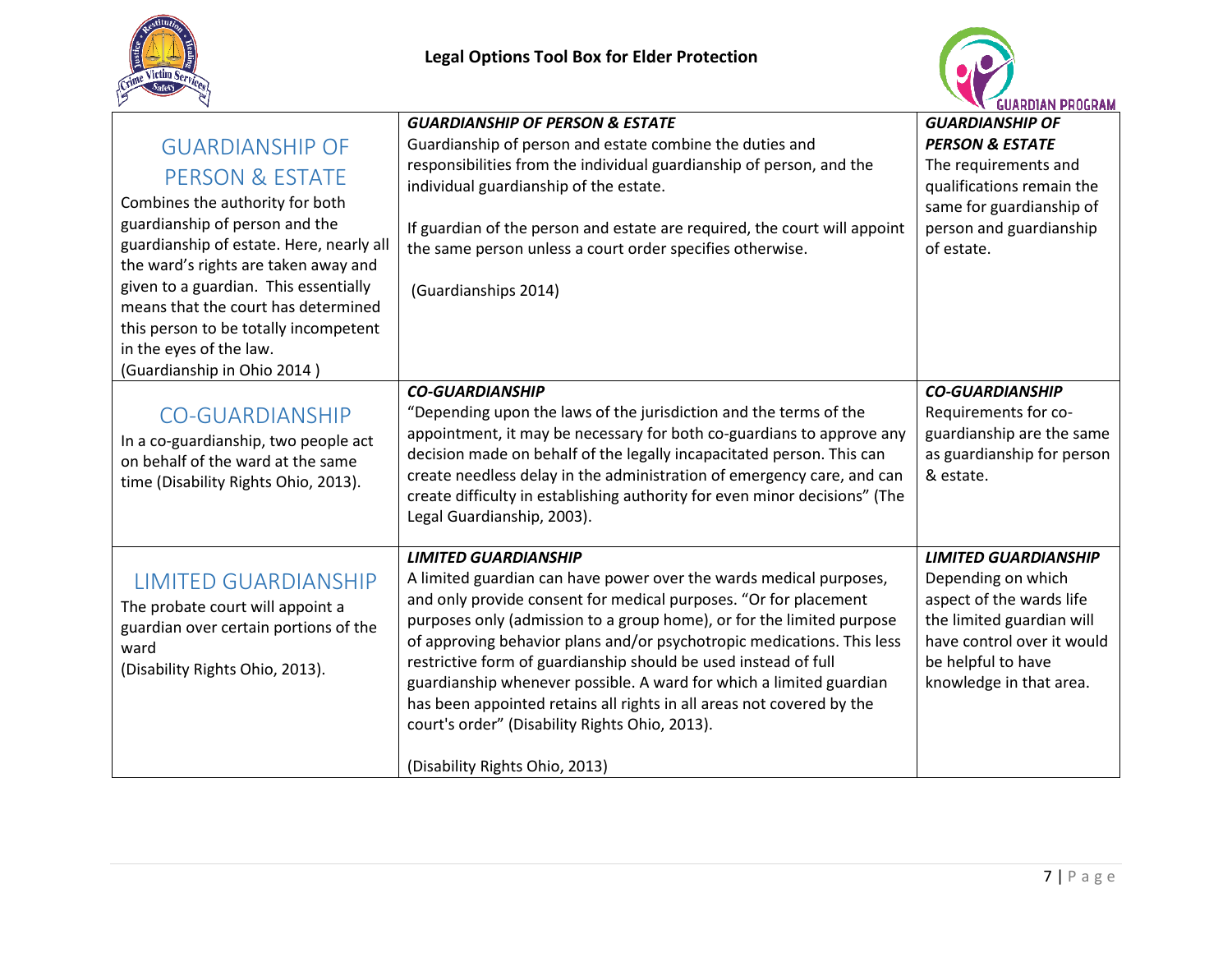| | | |
|---|---|---|
| GUARDIANSHIP OF PERSON & ESTATE<br>Combines the authority for both guardianship of person and the guardianship of estate. Here, nearly all the ward's rights are taken away and given to a guardian. This essentially means that the court has determined this person to be totally incompetent in the eyes of the law.<br>(Guardianship in Ohio 2014 ) | ***GUARDIANSHIP OF PERSON & ESTATE***<br>Guardianship of person and estate combine the duties and responsibilities from the individual guardianship of person, and the individual guardianship of the estate.<br><br>If guardian of the person and estate are required, the court will appoint the same person unless a court order specifies otherwise.<br><br>(Guardianships 2014) | ***GUARDIANSHIP OF PERSON & ESTATE***<br>The requirements and qualifications remain the same for guardianship of person and guardianship of estate. |
| CO-GUARDIANSHIP<br>In a co-guardianship, two people act on behalf of the ward at the same time (Disability Rights Ohio, 2013). | ***CO-GUARDIANSHIP***<br>"Depending upon the laws of the jurisdiction and the terms of the appointment, it may be necessary for both co-guardians to approve any decision made on behalf of the legally incapacitated person. This can create needless delay in the administration of emergency care, and can create difficulty in establishing authority for even minor decisions" (The Legal Guardianship, 2003). | ***CO-GUARDIANSHIP***<br>Requirements for co-guardianship are the same as guardianship for person & estate. |
| LIMITED GUARDIANSHIP<br>The probate court will appoint a guardian over certain portions of the ward<br>(Disability Rights Ohio, 2013). | ***LIMITED GUARDIANSHIP***<br>A limited guardian can have power over the wards medical purposes, and only provide consent for medical purposes. "Or for placement purposes only (admission to a group home), or for the limited purpose of approving behavior plans and/or psychotropic medications. This less restrictive form of guardianship should be used instead of full guardianship whenever possible. A ward for which a limited guardian has been appointed retains all rights in all areas not covered by the court's order" (Disability Rights Ohio, 2013).<br><br>(Disability Rights Ohio, 2013) | ***LIMITED GUARDIANSHIP***<br>Depending on which aspect of the wards life the limited guardian will have control over it would be helpful to have knowledge in that area. |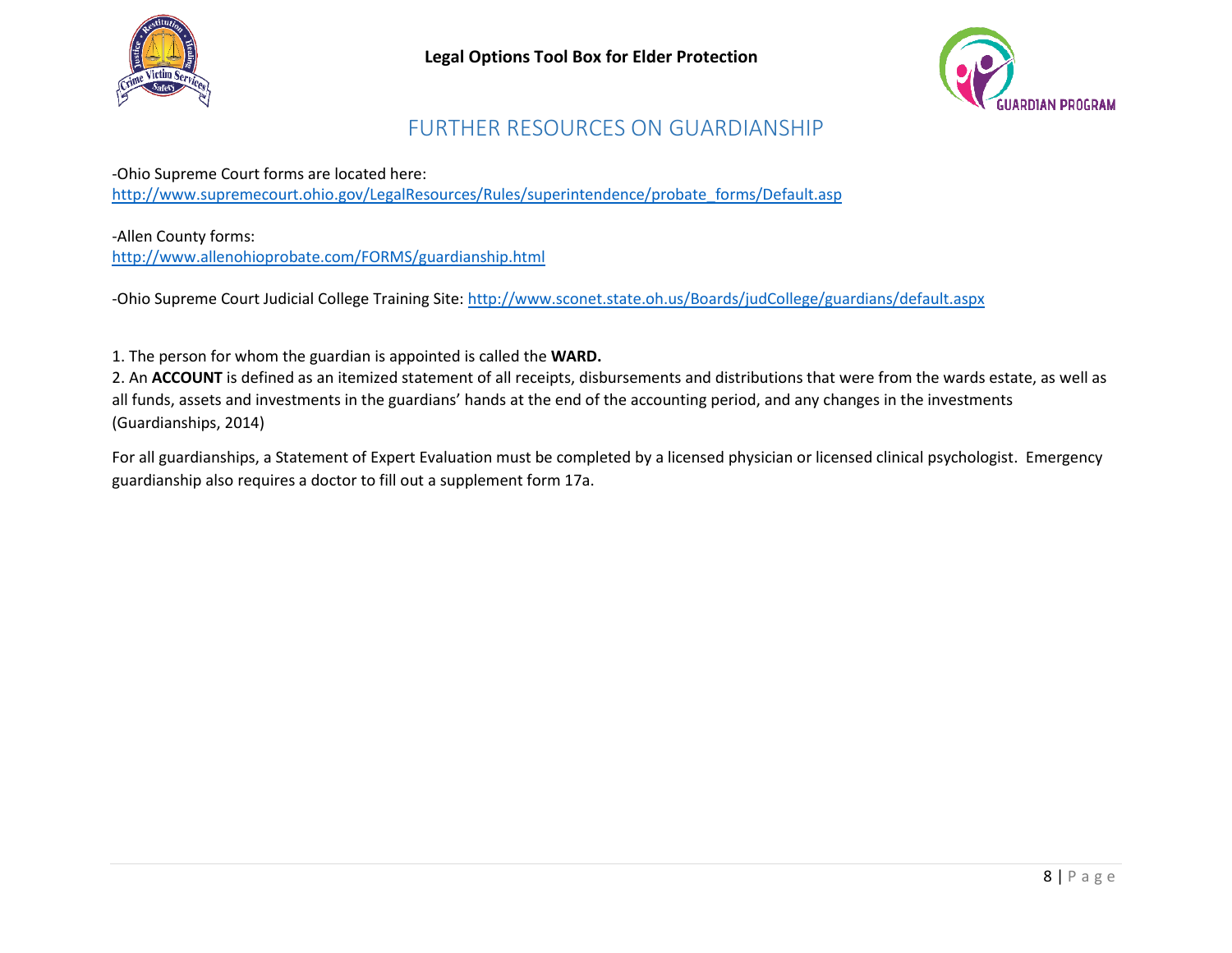# FURTHER RESOURCES ON GUARDIANSHIP

-Ohio Supreme Court forms are located here:
http://www.supremecourt.ohio.gov/LegalResources/Rules/superintendence/probate_forms/Default.asp

-Allen County forms:
http://www.allenohioprobate.com/FORMS/guardianship.html

-Ohio Supreme Court Judicial College Training Site: http://www.sconet.state.oh.us/Boards/judCollege/guardians/default.aspx

1. The person for whom the guardian is appointed is called the **WARD.**
2. An **ACCOUNT** is defined as an itemized statement of all receipts, disbursements and distributions that were from the wards estate, as well as all funds, assets and investments in the guardians' hands at the end of the accounting period, and any changes in the investments (Guardianships, 2014)

For all guardianships, a Statement of Expert Evaluation must be completed by a licensed physician or licensed clinical psychologist. Emergency guardianship also requires a doctor to fill out a supplement form 17a.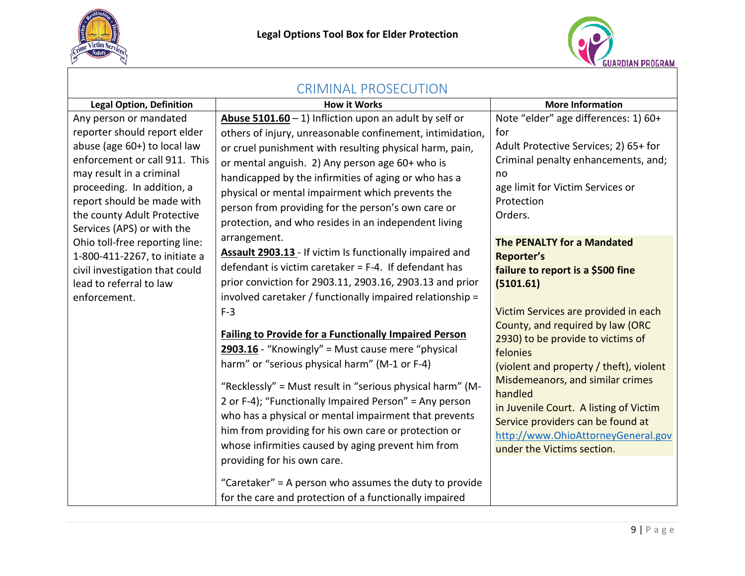## CRIMINAL PROSECUTION

| Legal Option, Definition | How it Works | More Information |
| --- | --- | --- |
| Any person or mandated reporter should report elder abuse (age 60+) to local law enforcement or call 911. This may result in a criminal proceeding. In addition, a report should be made with the county Adult Protective Services (APS) or with the Ohio toll-free reporting line: 1-800-411-2267, to initiate a civil investigation that could lead to referral to law enforcement. | **Abuse 5101.60** – 1) Infliction upon an adult by self or others of injury, unreasonable confinement, intimidation, or cruel punishment with resulting physical harm, pain, or mental anguish. 2) Any person age 60+ who is handicapped by the infirmities of aging or who has a physical or mental impairment which prevents the person from providing for the person's own care or protection, and who resides in an independent living arrangement.<br>**Assault 2903.13** - If victim Is functionally impaired and defendant is victim caretaker = F-4. If defendant has prior conviction for 2903.11, 2903.16, 2903.13 and prior involved caretaker / functionally impaired relationship = F-3<br><br>**Failing to Provide for a Functionally Impaired Person 2903.16** - "Knowingly" = Must cause mere "physical harm" or "serious physical harm" (M-1 or F-4)<br><br>"Recklessly" = Must result in "serious physical harm" (M-2 or F-4); "Functionally Impaired Person" = Any person who has a physical or mental impairment that prevents him from providing for his own care or protection or whose infirmities caused by aging prevent him from providing for his own care.<br><br>"Caretaker" = A person who assumes the duty to provide for the care and protection of a functionally impaired | Note "elder" age differences: 1) 60+ for Adult Protective Services; 2) 65+ for Criminal penalty enhancements, and; no age limit for Victim Services or Protection Orders.<br><br>**The PENALTY for a Mandated Reporter's failure to report is a $500 fine (5101.61)**<br><br>Victim Services are provided in each County, and required by law (ORC 2930) to be provide to victims of felonies (violent and property / theft), violent Misdemeanors, and similar crimes handled in Juvenile Court. A listing of Victim Service providers can be found at http://www.OhioAttorneyGeneral.gov under the Victims section. |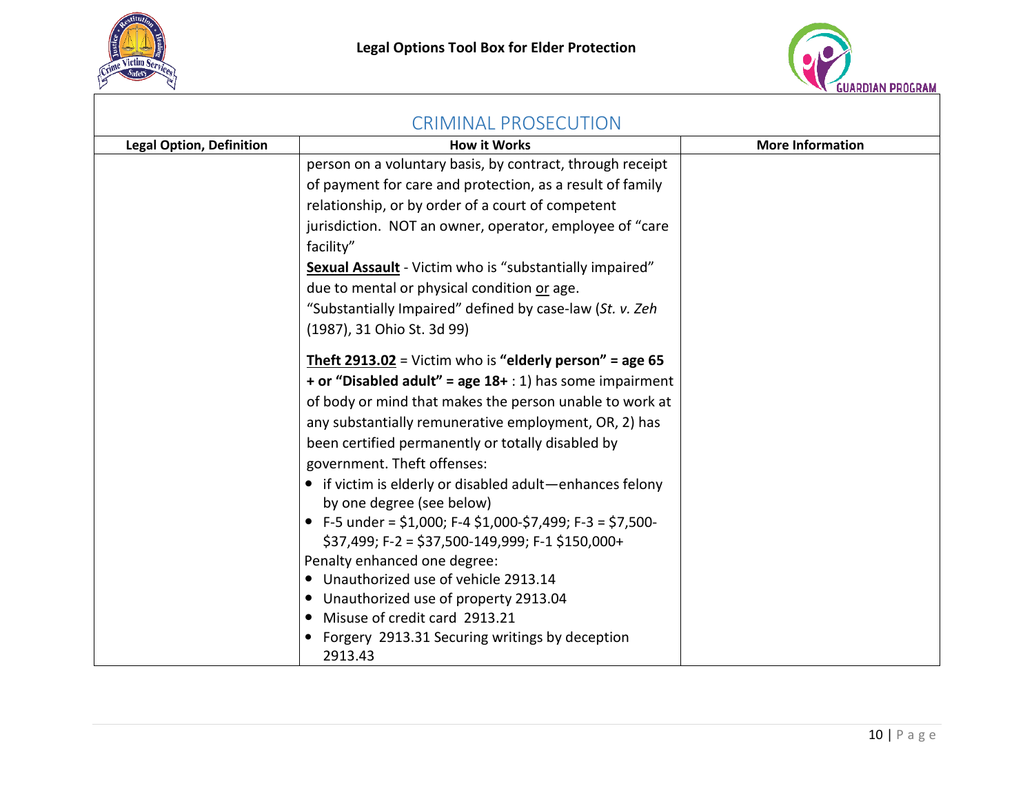## CRIMINAL PROSECUTION

| Legal Option, Definition | How it Works | More Information |
|---|---|---|
| | person on a voluntary basis, by contract, through receipt of payment for care and protection, as a result of family relationship, or by order of a court of competent jurisdiction. NOT an owner, operator, employee of "care facility"<br>**Sexual Assault** - Victim who is "substantially impaired" due to mental or physical condition or age. "Substantially Impaired" defined by case-law (*St. v. Zeh* (1987), 31 Ohio St. 3d 99)<br><br>**Theft 2913.02** = Victim who is **"elderly person" = age 65 + or "Disabled adult" = age 18+** : 1) has some impairment of body or mind that makes the person unable to work at any substantially remunerative employment, OR, 2) has been certified permanently or totally disabled by government. Theft offenses:<br>• if victim is elderly or disabled adult—enhances felony by one degree (see below)<br>• F-5 under = $1,000; F-4 $1,000-$7,499; F-3 = $7,500-$37,499; F-2 = $37,500-149,999; F-1 $150,000+<br>Penalty enhanced one degree:<br>• Unauthorized use of vehicle 2913.14<br>• Unauthorized use of property 2913.04<br>• Misuse of credit card 2913.21<br>• Forgery 2913.31 Securing writings by deception 2913.43 | |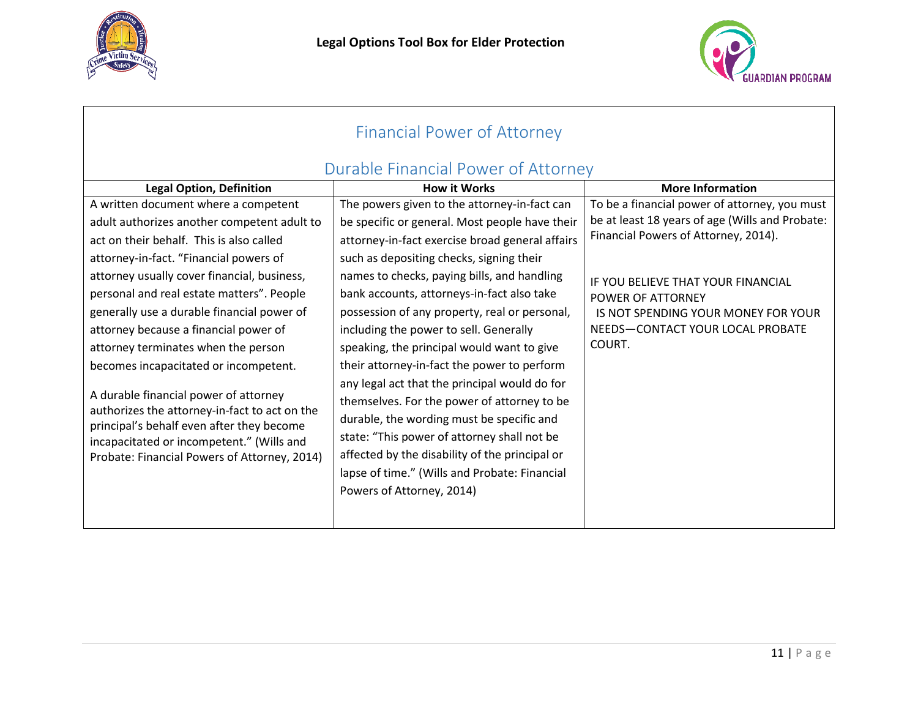## Financial Power of Attorney

### Durable Financial Power of Attorney

| Legal Option, Definition | How it Works | More Information |
|---|---|---|
| A written document where a competent adult authorizes another competent adult to act on their behalf. This is also called attorney-in-fact. "Financial powers of attorney usually cover financial, business, personal and real estate matters". People generally use a durable financial power of attorney because a financial power of attorney terminates when the person becomes incapacitated or incompetent.<br><br>A durable financial power of attorney authorizes the attorney-in-fact to act on the principal's behalf even after they become incapacitated or incompetent." (Wills and Probate: Financial Powers of Attorney, 2014) | The powers given to the attorney-in-fact can be specific or general. Most people have their attorney-in-fact exercise broad general affairs such as depositing checks, signing their names to checks, paying bills, and handling bank accounts, attorneys-in-fact also take possession of any property, real or personal, including the power to sell. Generally speaking, the principal would want to give their attorney-in-fact the power to perform any legal act that the principal would do for themselves. For the power of attorney to be durable, the wording must be specific and state: "This power of attorney shall not be affected by the disability of the principal or lapse of time." (Wills and Probate: Financial Powers of Attorney, 2014) | To be a financial power of attorney, you must be at least 18 years of age (Wills and Probate: Financial Powers of Attorney, 2014).<br><br>IF YOU BELIEVE THAT YOUR FINANCIAL POWER OF ATTORNEY IS NOT SPENDING YOUR MONEY FOR YOUR NEEDS—CONTACT YOUR LOCAL PROBATE COURT. |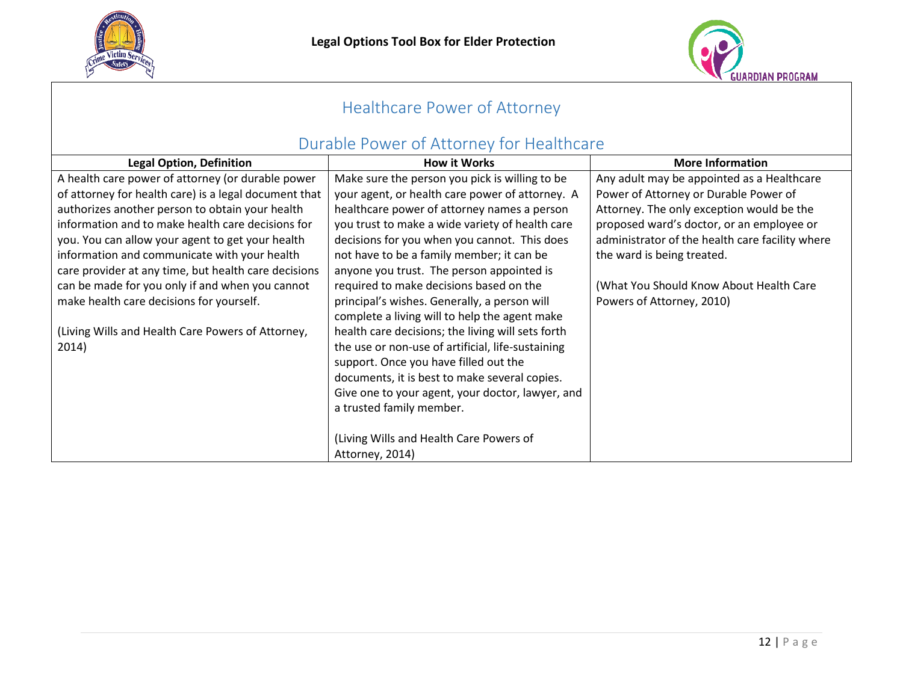## Healthcare Power of Attorney

## Durable Power of Attorney for Healthcare

| Legal Option, Definition | How it Works | More Information |
|---|---|---|
| A health care power of attorney (or durable power of attorney for health care) is a legal document that authorizes another person to obtain your health information and to make health care decisions for you. You can allow your agent to get your health information and communicate with your health care provider at any time, but health care decisions can be made for you only if and when you cannot make health care decisions for yourself. (Living Wills and Health Care Powers of Attorney, 2014) | Make sure the person you pick is willing to be your agent, or health care power of attorney. A healthcare power of attorney names a person you trust to make a wide variety of health care decisions for you when you cannot. This does not have to be a family member; it can be anyone you trust. The person appointed is required to make decisions based on the principal's wishes. Generally, a person will complete a living will to help the agent make health care decisions; the living will sets forth the use or non-use of artificial, life-sustaining support. Once you have filled out the documents, it is best to make several copies. Give one to your agent, your doctor, lawyer, and a trusted family member. (Living Wills and Health Care Powers of Attorney, 2014) | Any adult may be appointed as a Healthcare Power of Attorney or Durable Power of Attorney. The only exception would be the proposed ward's doctor, or an employee or administrator of the health care facility where the ward is being treated. (What You Should Know About Health Care Powers of Attorney, 2010) |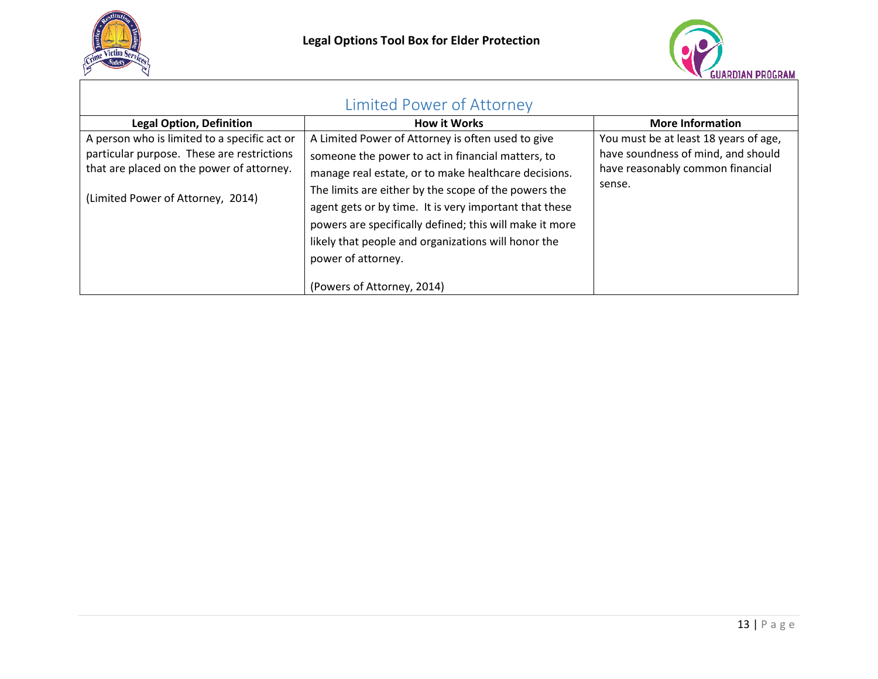## Limited Power of Attorney

| Legal Option, Definition | How it Works | More Information |
|---|---|---|
| A person who is limited to a specific act or particular purpose. These are restrictions that are placed on the power of attorney.<br><br>(Limited Power of Attorney, 2014) | A Limited Power of Attorney is often used to give someone the power to act in financial matters, to manage real estate, or to make healthcare decisions. The limits are either by the scope of the powers the agent gets or by time. It is very important that these powers are specifically defined; this will make it more likely that people and organizations will honor the power of attorney.<br><br>(Powers of Attorney, 2014) | You must be at least 18 years of age, have soundness of mind, and should have reasonably common financial sense. |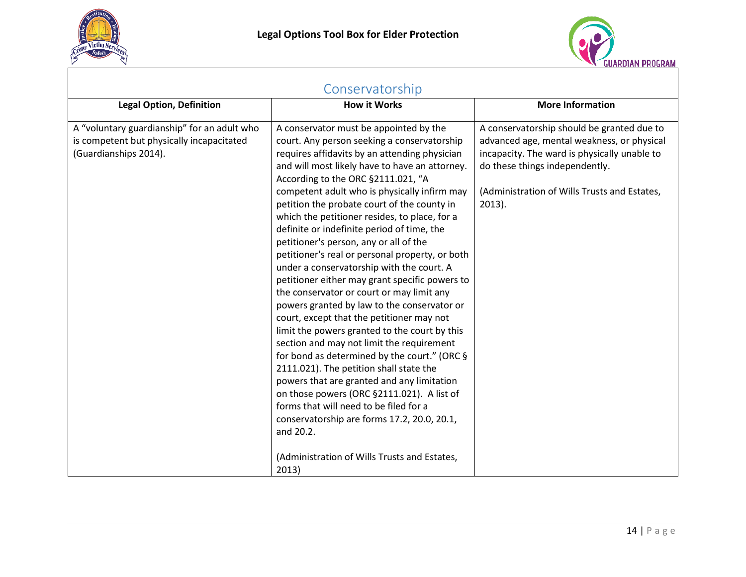## Conservatorship

| Legal Option, Definition | How it Works | More Information |
|---|---|---|
| A "voluntary guardianship" for an adult who is competent but physically incapacitated (Guardianships 2014). | A conservator must be appointed by the court. Any person seeking a conservatorship requires affidavits by an attending physician and will most likely have to have an attorney. According to the ORC §2111.021, "A competent adult who is physically infirm may petition the probate court of the county in which the petitioner resides, to place, for a definite or indefinite period of time, the petitioner's person, any or all of the petitioner's real or personal property, or both under a conservatorship with the court. A petitioner either may grant specific powers to the conservator or court or may limit any powers granted by law to the conservator or court, except that the petitioner may not limit the powers granted to the court by this section and may not limit the requirement for bond as determined by the court." (ORC § 2111.021). The petition shall state the powers that are granted and any limitation on those powers (ORC §2111.021). A list of forms that will need to be filed for a conservatorship are forms 17.2, 20.0, 20.1, and 20.2.<br><br>(Administration of Wills Trusts and Estates, 2013) | A conservatorship should be granted due to advanced age, mental weakness, or physical incapacity. The ward is physically unable to do these things independently.<br><br>(Administration of Wills Trusts and Estates, 2013). |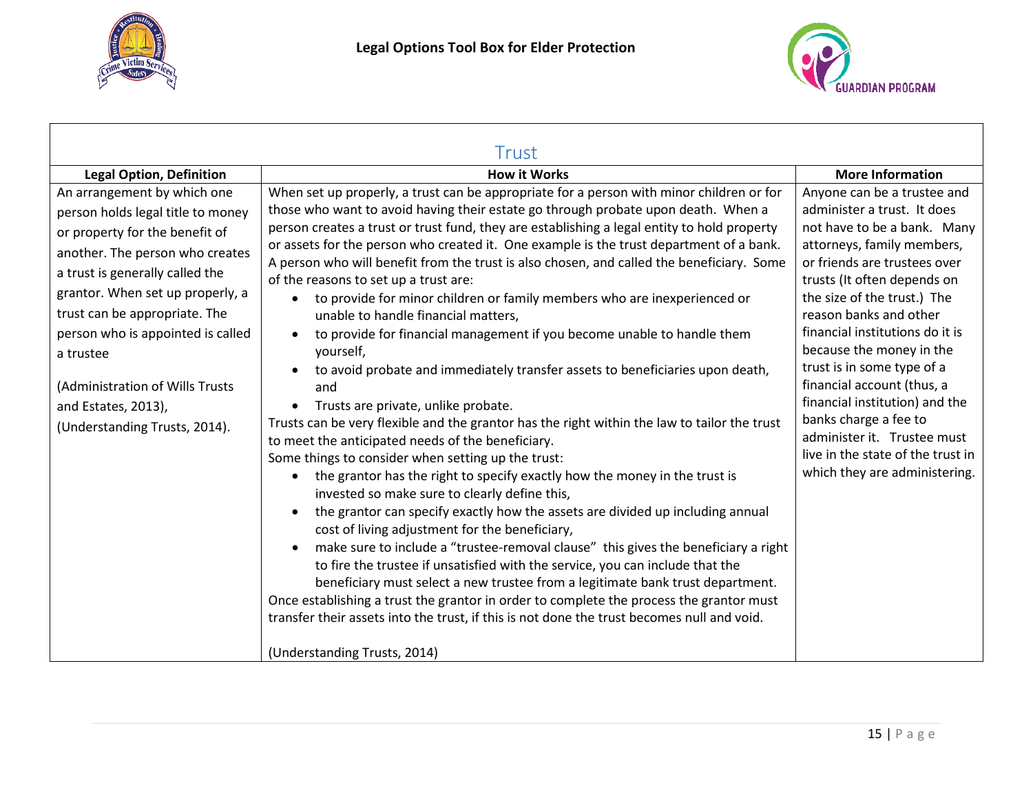| Trust | | |
|---|---|---|
| **Legal Option, Definition** | **How it Works** | **More Information** |
| An arrangement by which one person holds legal title to money or property for the benefit of another. The person who creates a trust is generally called the grantor. When set up properly, a trust can be appropriate. The person who is appointed is called a trustee<br><br>(Administration of Wills Trusts and Estates, 2013), (Understanding Trusts, 2014). | When set up properly, a trust can be appropriate for a person with minor children or for those who want to avoid having their estate go through probate upon death. When a person creates a trust or trust fund, they are establishing a legal entity to hold property or assets for the person who created it. One example is the trust department of a bank. A person who will benefit from the trust is also chosen, and called the beneficiary. Some of the reasons to set up a trust are:<br>• to provide for minor children or family members who are inexperienced or unable to handle financial matters,<br>• to provide for financial management if you become unable to handle them yourself,<br>• to avoid probate and immediately transfer assets to beneficiaries upon death, and<br>• Trusts are private, unlike probate.<br>Trusts can be very flexible and the grantor has the right within the law to tailor the trust to meet the anticipated needs of the beneficiary.<br>Some things to consider when setting up the trust:<br>• the grantor has the right to specify exactly how the money in the trust is invested so make sure to clearly define this,<br>• the grantor can specify exactly how the assets are divided up including annual cost of living adjustment for the beneficiary,<br>• make sure to include a "trustee-removal clause" this gives the beneficiary a right to fire the trustee if unsatisfied with the service, you can include that the beneficiary must select a new trustee from a legitimate bank trust department.<br>Once establishing a trust the grantor in order to complete the process the grantor must transfer their assets into the trust, if this is not done the trust becomes null and void.<br><br>(Understanding Trusts, 2014) | Anyone can be a trustee and administer a trust. It does not have to be a bank. Many attorneys, family members, or friends are trustees over trusts (It often depends on the size of the trust.) The reason banks and other financial institutions do it is because the money in the trust is in some type of a financial account (thus, a financial institution) and the banks charge a fee to administer it. Trustee must live in the state of the trust in which they are administering. |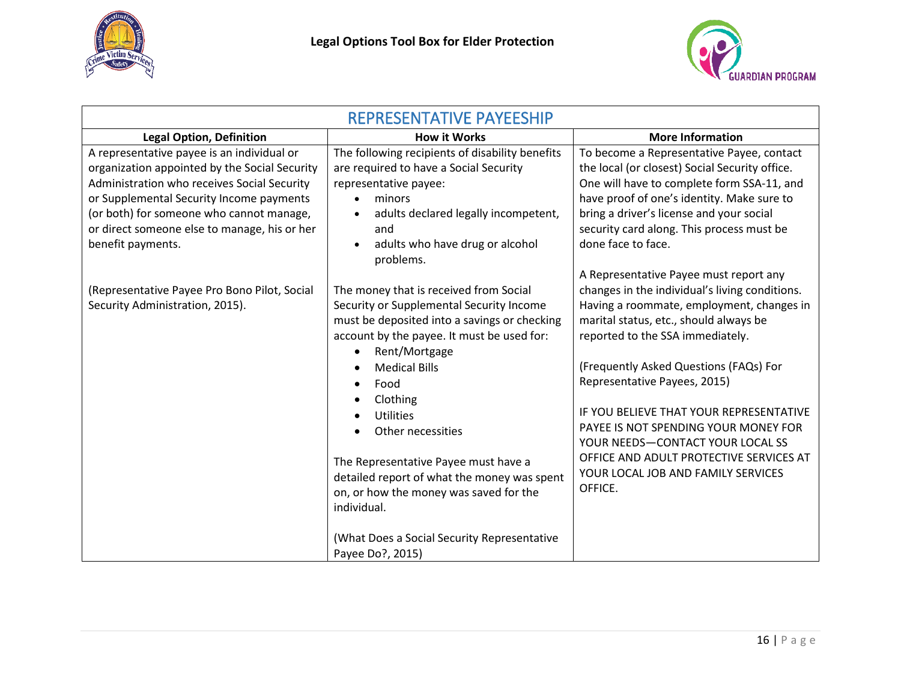## REPRESENTATIVE PAYEESHIP

| Legal Option, Definition | How it Works | More Information |
|---|---|---|
| A representative payee is an individual or organization appointed by the Social Security Administration who receives Social Security or Supplemental Security Income payments (or both) for someone who cannot manage, or direct someone else to manage, his or her benefit payments.<br><br>(Representative Payee Pro Bono Pilot, Social Security Administration, 2015). | The following recipients of disability benefits are required to have a Social Security representative payee:<br>• minors<br>• adults declared legally incompetent, and<br>• adults who have drug or alcohol problems.<br><br>The money that is received from Social Security or Supplemental Security Income must be deposited into a savings or checking account by the payee. It must be used for:<br>• Rent/Mortgage<br>• Medical Bills<br>• Food<br>• Clothing<br>• Utilities<br>• Other necessities<br><br>The Representative Payee must have a detailed report of what the money was spent on, or how the money was saved for the individual.<br><br>(What Does a Social Security Representative Payee Do?, 2015) | To become a Representative Payee, contact the local (or closest) Social Security office. One will have to complete form SSA-11, and have proof of one's identity. Make sure to bring a driver's license and your social security card along. This process must be done face to face.<br><br>A Representative Payee must report any changes in the individual's living conditions. Having a roommate, employment, changes in marital status, etc., should always be reported to the SSA immediately.<br><br>(Frequently Asked Questions (FAQs) For Representative Payees, 2015)<br><br>IF YOU BELIEVE THAT YOUR REPRESENTATIVE PAYEE IS NOT SPENDING YOUR MONEY FOR YOUR NEEDS—CONTACT YOUR LOCAL SS OFFICE AND ADULT PROTECTIVE SERVICES AT YOUR LOCAL JOB AND FAMILY SERVICES OFFICE. |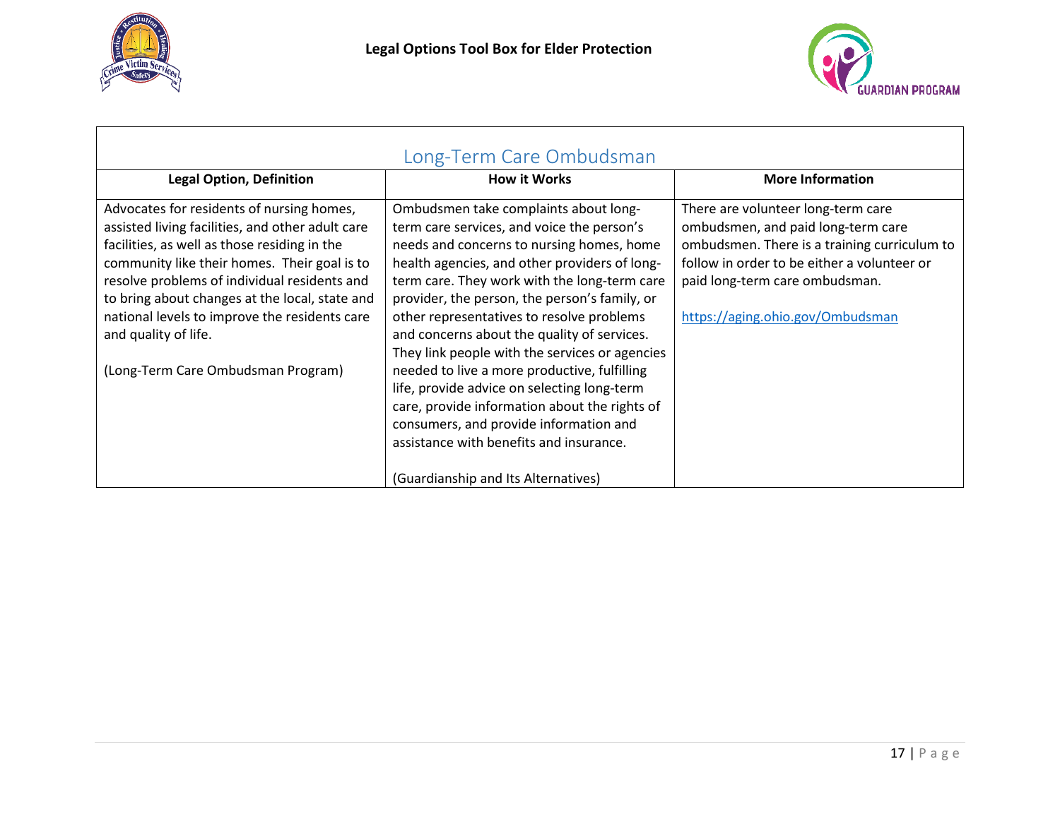## Long-Term Care Ombudsman

| Legal Option, Definition | How it Works | More Information |
| --- | --- | --- |
| Advocates for residents of nursing homes, assisted living facilities, and other adult care facilities, as well as those residing in the community like their homes. Their goal is to resolve problems of individual residents and to bring about changes at the local, state and national levels to improve the residents care and quality of life.<br><br>(Long-Term Care Ombudsman Program) | Ombudsmen take complaints about long-term care services, and voice the person's needs and concerns to nursing homes, home health agencies, and other providers of long-term care. They work with the long-term care provider, the person, the person's family, or other representatives to resolve problems and concerns about the quality of services. They link people with the services or agencies needed to live a more productive, fulfilling life, provide advice on selecting long-term care, provide information about the rights of consumers, and provide information and assistance with benefits and insurance.<br><br>(Guardianship and Its Alternatives) | There are volunteer long-term care ombudsmen, and paid long-term care ombudsmen. There is a training curriculum to follow in order to be either a volunteer or paid long-term care ombudsman.<br><br>https://aging.ohio.gov/Ombudsman |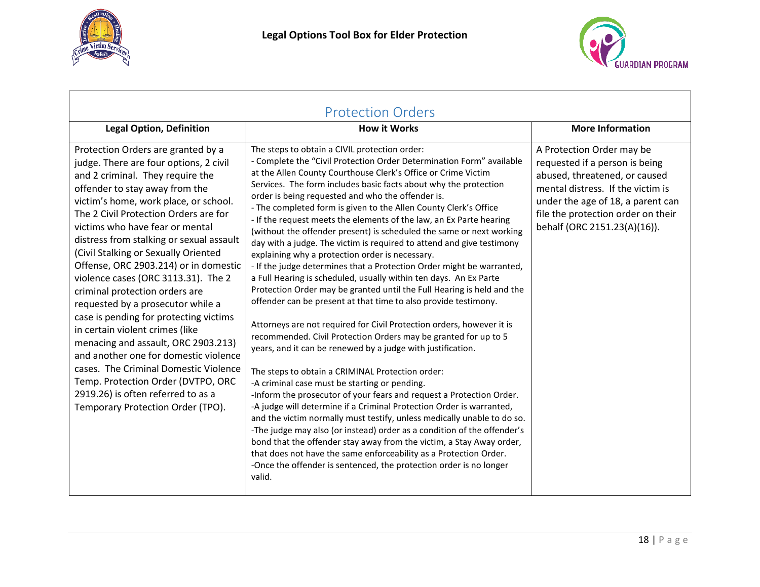## Protection Orders

| Legal Option, Definition | How it Works | More Information |
|---|---|---|
| Protection Orders are granted by a judge. There are four options, 2 civil and 2 criminal. They require the offender to stay away from the victim's home, work place, or school. The 2 Civil Protection Orders are for victims who have fear or mental distress from stalking or sexual assault (Civil Stalking or Sexually Oriented Offense, ORC 2903.214) or in domestic violence cases (ORC 3113.31). The 2 criminal protection orders are requested by a prosecutor while a case is pending for protecting victims in certain violent crimes (like menacing and assault, ORC 2903.213) and another one for domestic violence cases. The Criminal Domestic Violence Temp. Protection Order (DVTPO, ORC 2919.26) is often referred to as a Temporary Protection Order (TPO). | The steps to obtain a CIVIL protection order:<br>- Complete the "Civil Protection Order Determination Form" available at the Allen County Courthouse Clerk's Office or Crime Victim Services. The form includes basic facts about why the protection order is being requested and who the offender is.<br>- The completed form is given to the Allen County Clerk's Office<br>- If the request meets the elements of the law, an Ex Parte hearing (without the offender present) is scheduled the same or next working day with a judge. The victim is required to attend and give testimony explaining why a protection order is necessary.<br>- If the judge determines that a Protection Order might be warranted, a Full Hearing is scheduled, usually within ten days. An Ex Parte Protection Order may be granted until the Full Hearing is held and the offender can be present at that time to also provide testimony.<br><br>Attorneys are not required for Civil Protection orders, however it is recommended. Civil Protection Orders may be granted for up to 5 years, and it can be renewed by a judge with justification.<br><br>The steps to obtain a CRIMINAL Protection order:<br>-A criminal case must be starting or pending.<br>-Inform the prosecutor of your fears and request a Protection Order.<br>-A judge will determine if a Criminal Protection Order is warranted, and the victim normally must testify, unless medically unable to do so.<br>-The judge may also (or instead) order as a condition of the offender's bond that the offender stay away from the victim, a Stay Away order, that does not have the same enforceability as a Protection Order.<br>-Once the offender is sentenced, the protection order is no longer valid. | A Protection Order may be requested if a person is being abused, threatened, or caused mental distress. If the victim is under the age of 18, a parent can file the protection order on their behalf (ORC 2151.23(A)(16)). |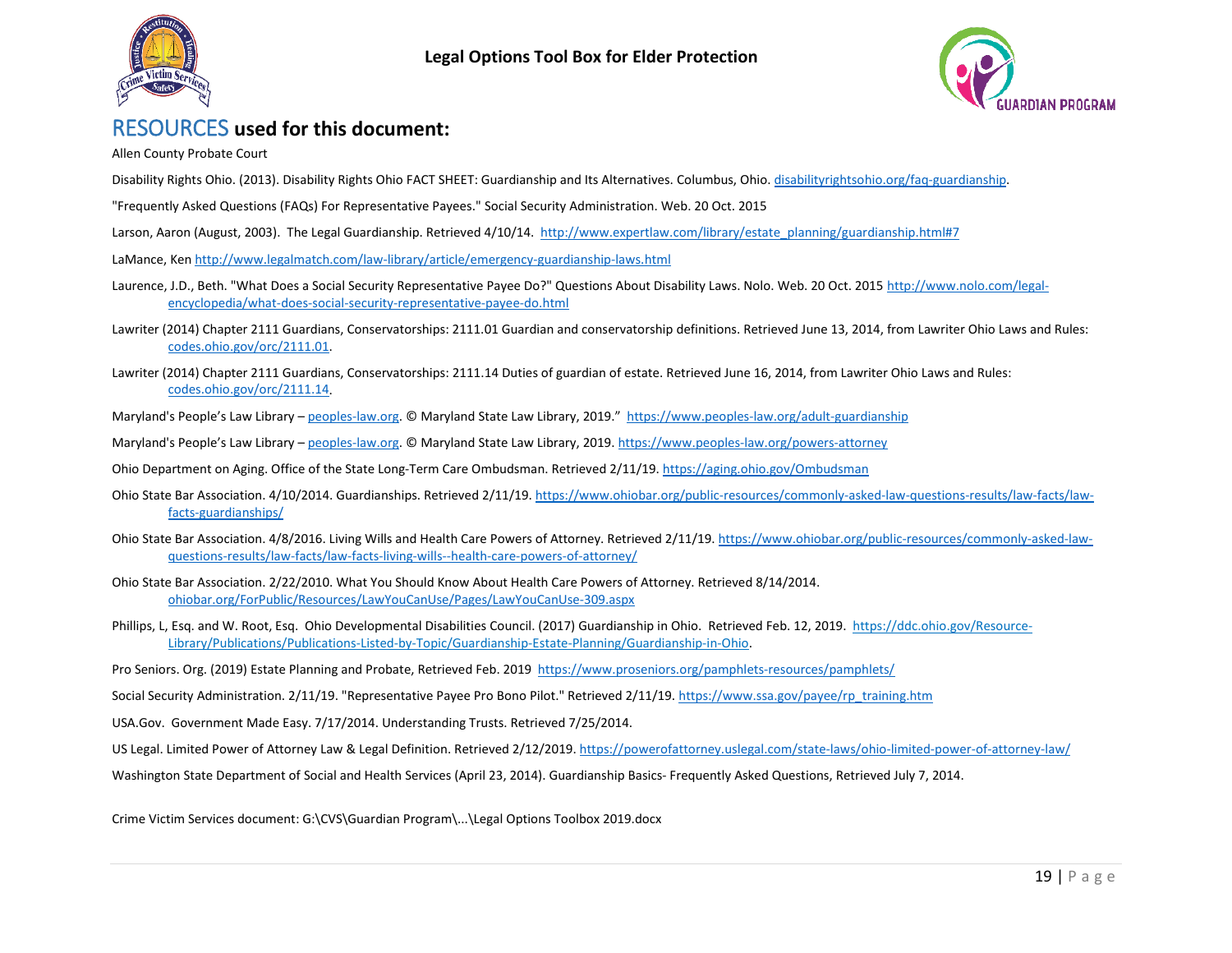# RESOURCES used for this document:

Allen County Probate Court

Disability Rights Ohio. (2013). Disability Rights Ohio FACT SHEET: Guardianship and Its Alternatives. Columbus, Ohio. disabilityrightsohio.org/faq-guardianship.

"Frequently Asked Questions (FAQs) For Representative Payees." Social Security Administration. Web. 20 Oct. 2015

Larson, Aaron (August, 2003). The Legal Guardianship. Retrieved 4/10/14. http://www.expertlaw.com/library/estate_planning/guardianship.html#7

LaMance, Ken http://www.legalmatch.com/law-library/article/emergency-guardianship-laws.html

Laurence, J.D., Beth. "What Does a Social Security Representative Payee Do?" Questions About Disability Laws. Nolo. Web. 20 Oct. 2015 http://www.nolo.com/legal-encyclopedia/what-does-social-security-representative-payee-do.html

Lawriter (2014) Chapter 2111 Guardians, Conservatorships: 2111.01 Guardian and conservatorship definitions. Retrieved June 13, 2014, from Lawriter Ohio Laws and Rules: codes.ohio.gov/orc/2111.01.

Lawriter (2014) Chapter 2111 Guardians, Conservatorships: 2111.14 Duties of guardian of estate. Retrieved June 16, 2014, from Lawriter Ohio Laws and Rules: codes.ohio.gov/orc/2111.14.

Maryland's People's Law Library – peoples-law.org. © Maryland State Law Library, 2019." https://www.peoples-law.org/adult-guardianship

Maryland's People's Law Library – peoples-law.org. © Maryland State Law Library, 2019. https://www.peoples-law.org/powers-attorney

Ohio Department on Aging. Office of the State Long-Term Care Ombudsman. Retrieved 2/11/19. https://aging.ohio.gov/Ombudsman

Ohio State Bar Association. 4/10/2014. Guardianships. Retrieved 2/11/19. https://www.ohiobar.org/public-resources/commonly-asked-law-questions-results/law-facts/law-facts-guardianships/

Ohio State Bar Association. 4/8/2016. Living Wills and Health Care Powers of Attorney. Retrieved 2/11/19. https://www.ohiobar.org/public-resources/commonly-asked-law-questions-results/law-facts/law-facts-living-wills--health-care-powers-of-attorney/

Ohio State Bar Association. 2/22/2010. What You Should Know About Health Care Powers of Attorney. Retrieved 8/14/2014. ohiobar.org/ForPublic/Resources/LawYouCanUse/Pages/LawYouCanUse-309.aspx

Phillips, L, Esq. and W. Root, Esq. Ohio Developmental Disabilities Council. (2017) Guardianship in Ohio. Retrieved Feb. 12, 2019. https://ddc.ohio.gov/Resource-Library/Publications/Publications-Listed-by-Topic/Guardianship-Estate-Planning/Guardianship-in-Ohio.

Pro Seniors. Org. (2019) Estate Planning and Probate, Retrieved Feb. 2019 https://www.proseniors.org/pamphlets-resources/pamphlets/

Social Security Administration. 2/11/19. "Representative Payee Pro Bono Pilot." Retrieved 2/11/19. https://www.ssa.gov/payee/rp_training.htm

USA.Gov. Government Made Easy. 7/17/2014. Understanding Trusts. Retrieved 7/25/2014.

US Legal. Limited Power of Attorney Law & Legal Definition. Retrieved 2/12/2019. https://powerofattorney.uslegal.com/state-laws/ohio-limited-power-of-attorney-law/

Washington State Department of Social and Health Services (April 23, 2014). Guardianship Basics- Frequently Asked Questions, Retrieved July 7, 2014.

Crime Victim Services document: G:\CVS\Guardian Program\...\Legal Options Toolbox 2019.docx